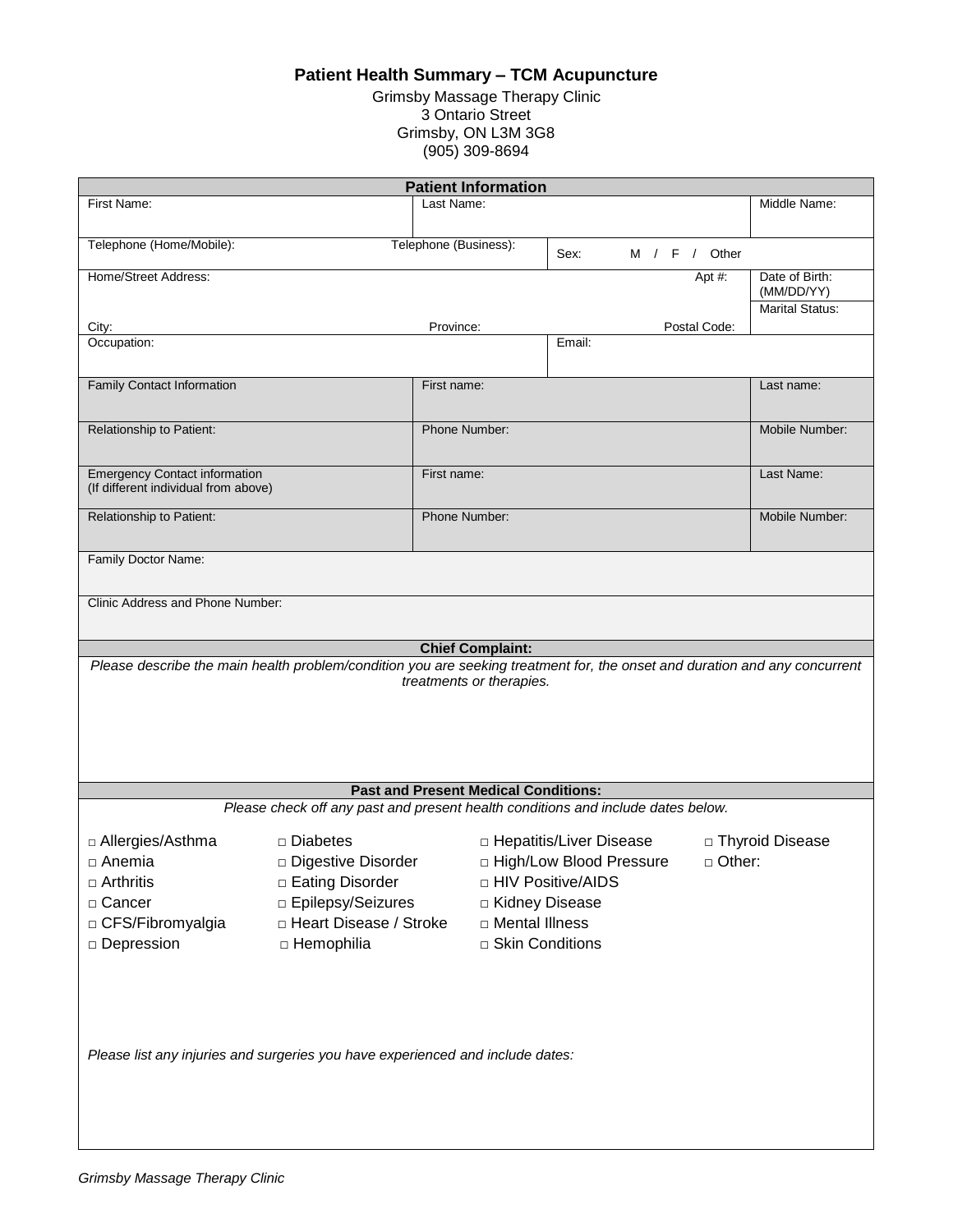# Patient Health Summary – TCM Acupuncture

Grimsby Massage Therapy Clinic
3 Ontario Street
Grimsby, ON L3M 3G8
(905) 309-8694

| **Patient Information** | | | |
|---|---|---|---|
| First Name: | Last Name: | | Middle Name: |
| Telephone (Home/Mobile): | Telephone (Business): | Sex: M / F / Other | |
| Home/Street Address: | | Apt #: | Date of Birth: (MM/DD/YY) |
| City: | Province: | Postal Code: | Marital Status: |
| Occupation: | | Email: | |
| Family Contact Information | First name: | | Last name: |
| Relationship to Patient: | Phone Number: | | Mobile Number: |
| Emergency Contact information (If different individual from above) | First name: | | Last Name: |
| Relationship to Patient: | Phone Number: | | Mobile Number: |
| Family Doctor Name: | | | |
| Clinic Address and Phone Number: | | | |

## Chief Complaint:

*Please describe the main health problem/condition you are seeking treatment for, the onset and duration and any concurrent treatments or therapies.*

## Past and Present Medical Conditions:

*Please check off any past and present health conditions and include dates below.*

- □ Allergies/Asthma
- □ Anemia
- □ Arthritis
- □ Cancer
- □ CFS/Fibromyalgia
- □ Depression
- □ Diabetes
- □ Digestive Disorder
- □ Eating Disorder
- □ Epilepsy/Seizures
- □ Heart Disease / Stroke
- □ Hemophilia
- □ Hepatitis/Liver Disease
- □ High/Low Blood Pressure
- □ HIV Positive/AIDS
- □ Kidney Disease
- □ Mental Illness
- □ Skin Conditions
- □ Thyroid Disease
- □ Other:

*Please list any injuries and surgeries you have experienced and include dates:*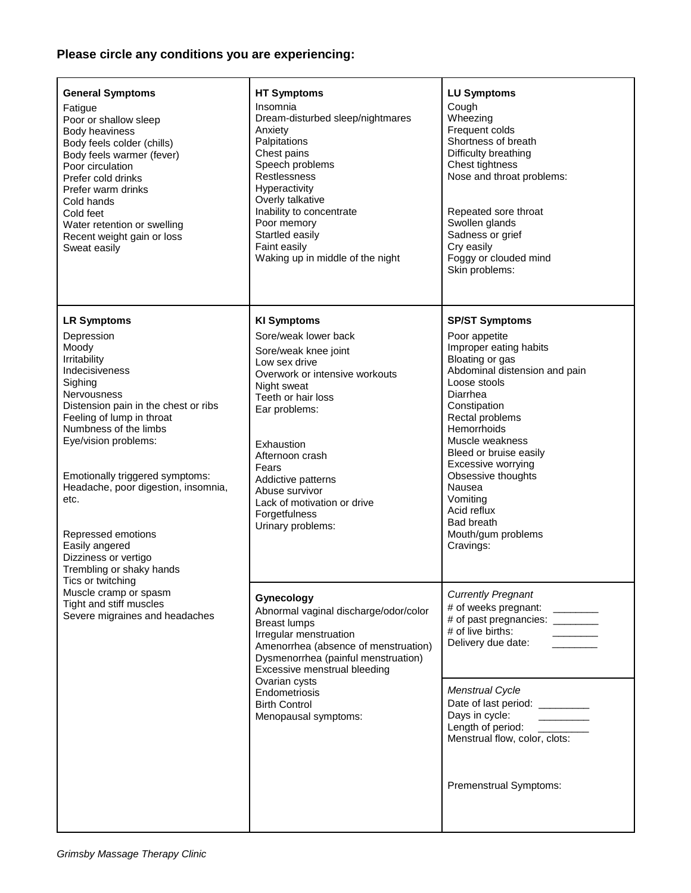**Please circle any conditions you are experiencing:**

### General Symptoms

Fatigue
Poor or shallow sleep
Body heaviness
Body feels colder (chills)
Body feels warmer (fever)
Poor circulation
Prefer cold drinks
Prefer warm drinks
Cold hands
Cold feet
Water retention or swelling
Recent weight gain or loss
Sweat easily

### HT Symptoms

Insomnia
Dream-disturbed sleep/nightmares
Anxiety
Palpitations
Chest pains
Speech problems
Restlessness
Hyperactivity
Overly talkative
Inability to concentrate
Poor memory
Startled easily
Faint easily
Waking up in middle of the night

### LU Symptoms

Cough
Wheezing
Frequent colds
Shortness of breath
Difficulty breathing
Chest tightness
Nose and throat problems:

Repeated sore throat
Swollen glands
Sadness or grief
Cry easily
Foggy or clouded mind
Skin problems:

### LR Symptoms

Depression
Moody
Irritability
Indecisiveness
Sighing
Nervousness
Distension pain in the chest or ribs
Feeling of lump in throat
Numbness of the limbs
Eye/vision problems:

Emotionally triggered symptoms:
Headache, poor digestion, insomnia, etc.

Repressed emotions
Easily angered
Dizziness or vertigo
Trembling or shaky hands
Tics or twitching
Muscle cramp or spasm
Tight and stiff muscles
Severe migraines and headaches

### KI Symptoms

Sore/weak lower back
Sore/weak knee joint
Low sex drive
Overwork or intensive workouts
Night sweat
Teeth or hair loss
Ear problems:

Exhaustion
Afternoon crash
Fears
Addictive patterns
Abuse survivor
Lack of motivation or drive
Forgetfulness
Urinary problems:

### SP/ST Symptoms

Poor appetite
Improper eating habits
Bloating or gas
Abdominal distension and pain
Loose stools
Diarrhea
Constipation
Rectal problems
Hemorrhoids
Muscle weakness
Bleed or bruise easily
Excessive worrying
Obsessive thoughts
Nausea
Vomiting
Acid reflux
Bad breath
Mouth/gum problems
Cravings:

### Gynecology

Abnormal vaginal discharge/odor/color
Breast lumps
Irregular menstruation
Amenorrhea (absence of menstruation)
Dysmenorrhea (painful menstruation)
Excessive menstrual bleeding
Ovarian cysts
Endometriosis
Birth Control
Menopausal symptoms:

*Currently Pregnant*

\# of weeks pregnant: ________
\# of past pregnancies: ________
\# of live births: ________
Delivery due date: ________

*Menstrual Cycle*

Date of last period: _________
Days in cycle: _________
Length of period: _________
Menstrual flow, color, clots:

Premenstrual Symptoms:

*Grimsby Massage Therapy Clinic*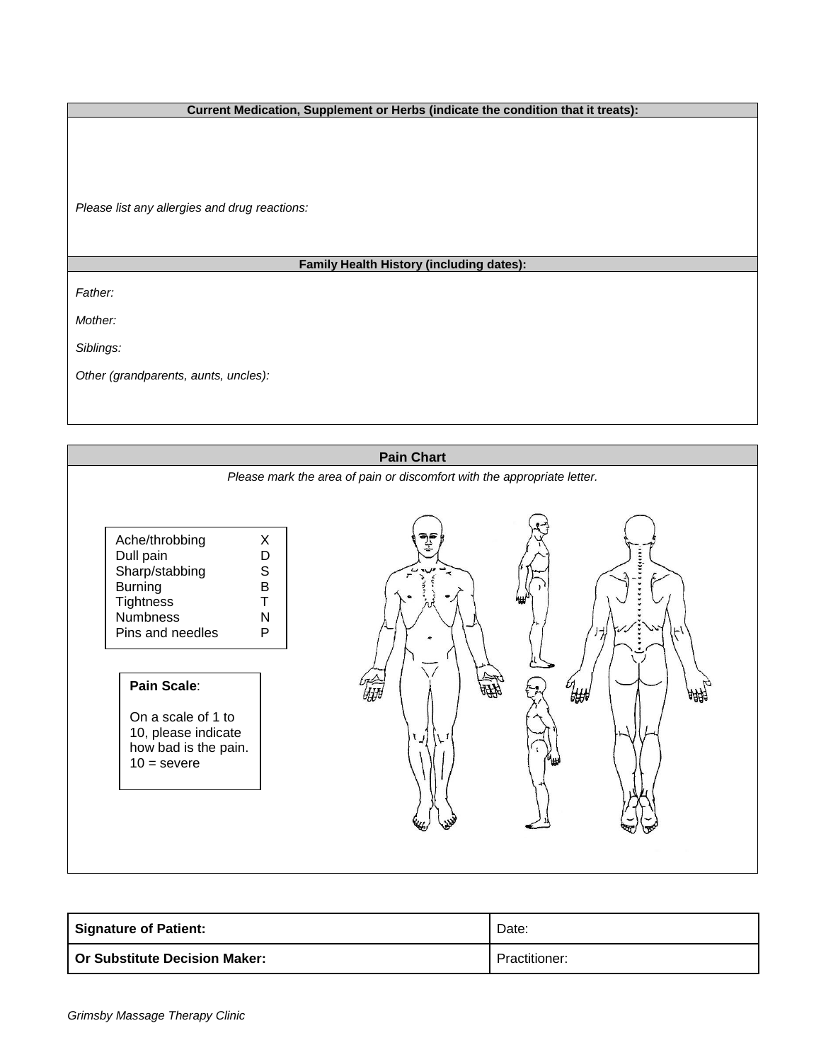**Current Medication, Supplement or Herbs (indicate the condition that it treats):**

*Please list any allergies and drug reactions:*

**Family Health History (including dates):**

*Father:*

*Mother:*

*Siblings:*

*Other (grandparents, aunts, uncles):*

**Pain Chart**

*Please mark the area of pain or discomfort with the appropriate letter.*

| | |
|---|---|
| Ache/throbbing | X |
| Dull pain | D |
| Sharp/stabbing | S |
| Burning | B |
| Tightness | T |
| Numbness | N |
| Pins and needles | P |

**Pain Scale**:

On a scale of 1 to 10, please indicate how bad is the pain. 10 = severe

| | |
|---|---|
| **Signature of Patient:** | Date: |
| **Or Substitute Decision Maker:** | Practitioner: |

*Grimsby Massage Therapy Clinic*